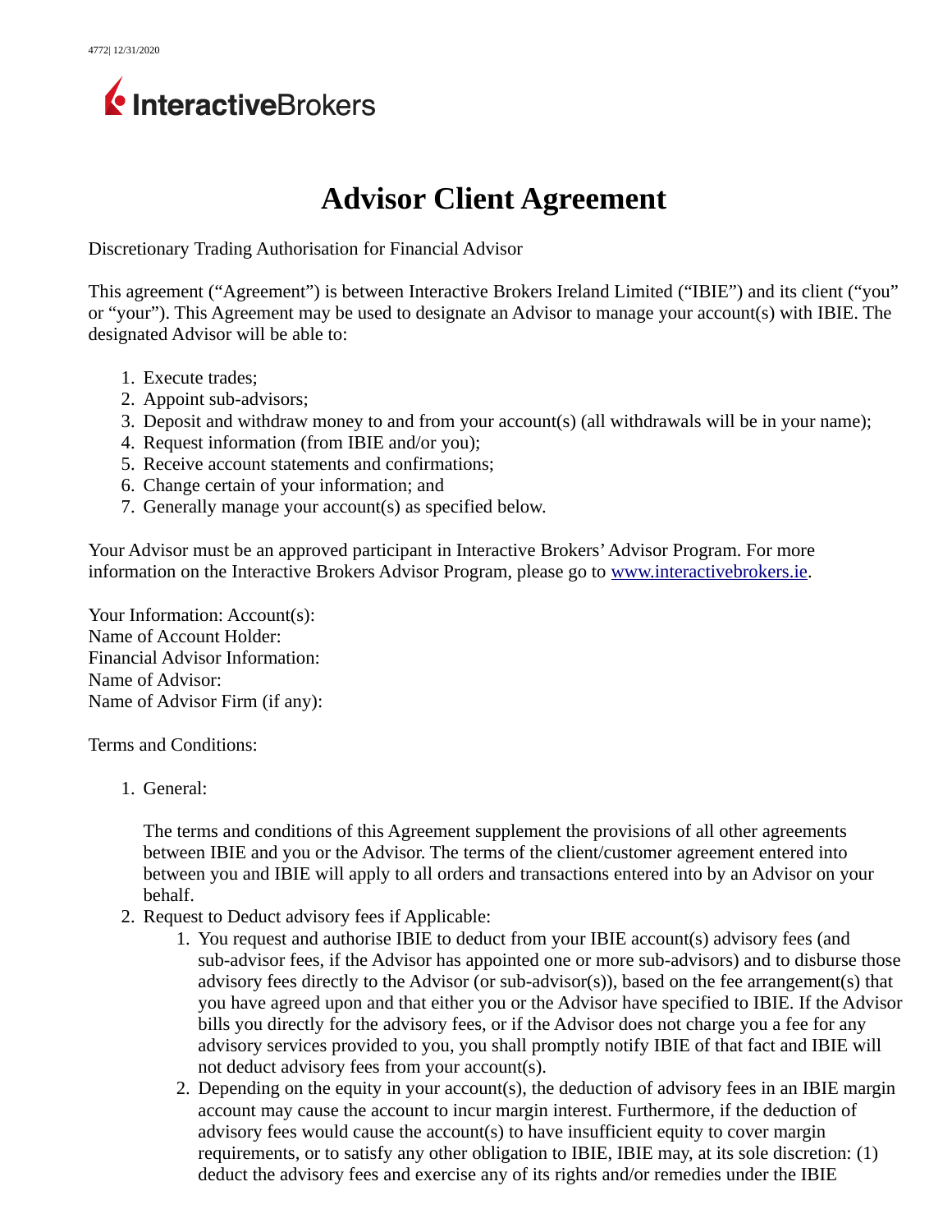# Advisor Client Agreement

Discretionary Trading Authorisation for Financial Advisor

This agreement ("Agreement") is between Interactive Brokers Ireland Limited ("IBIE") and its client ("you" or "your"). This Agreement may be used to designate an Advisor to manage your account(s) with IBIE. The designated Advisor will be able to:

1. Execute trades;
2. Appoint sub-advisors;
3. Deposit and withdraw money to and from your account(s) (all withdrawals will be in your name);
4. Request information (from IBIE and/or you);
5. Receive account statements and confirmations;
6. Change certain of your information; and
7. Generally manage your account(s) as specified below.

Your Advisor must be an approved participant in Interactive Brokers' Advisor Program. For more information on the Interactive Brokers Advisor Program, please go to [www.interactivebrokers.ie](http://www.interactivebrokers.ie).

Your Information: Account(s):
Name of Account Holder:
Financial Advisor Information:
Name of Advisor:
Name of Advisor Firm (if any):

Terms and Conditions:

1. General:

   The terms and conditions of this Agreement supplement the provisions of all other agreements between IBIE and you or the Advisor. The terms of the client/customer agreement entered into between you and IBIE will apply to all orders and transactions entered into by an Advisor on your behalf.

2. Request to Deduct advisory fees if Applicable:
   1. You request and authorise IBIE to deduct from your IBIE account(s) advisory fees (and sub-advisor fees, if the Advisor has appointed one or more sub-advisors) and to disburse those advisory fees directly to the Advisor (or sub-advisor(s)), based on the fee arrangement(s) that you have agreed upon and that either you or the Advisor have specified to IBIE. If the Advisor bills you directly for the advisory fees, or if the Advisor does not charge you a fee for any advisory services provided to you, you shall promptly notify IBIE of that fact and IBIE will not deduct advisory fees from your account(s).
   2. Depending on the equity in your account(s), the deduction of advisory fees in an IBIE margin account may cause the account to incur margin interest. Furthermore, if the deduction of advisory fees would cause the account(s) to have insufficient equity to cover margin requirements, or to satisfy any other obligation to IBIE, IBIE may, at its sole discretion: (1) deduct the advisory fees and exercise any of its rights and/or remedies under the IBIE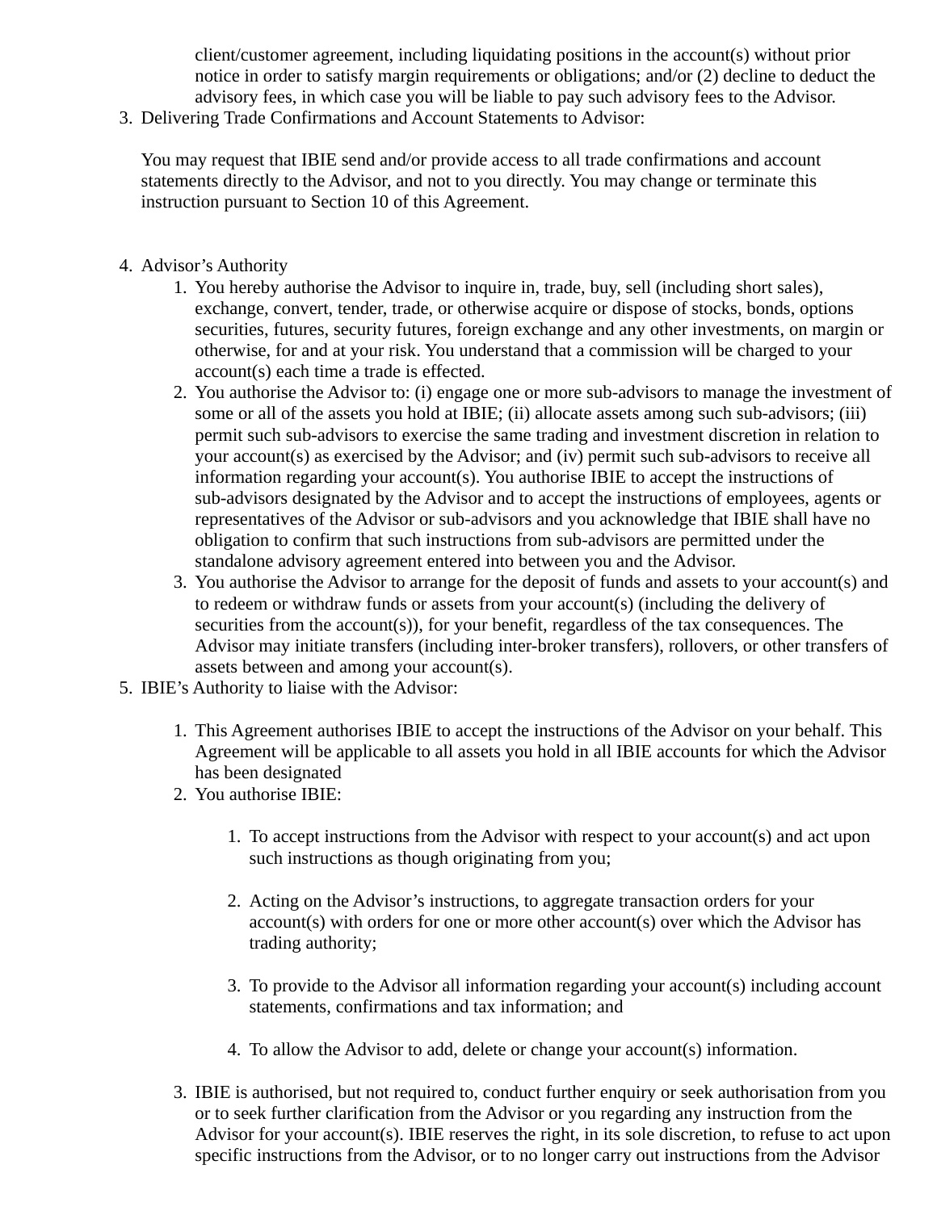client/customer agreement, including liquidating positions in the account(s) without prior notice in order to satisfy margin requirements or obligations; and/or (2) decline to deduct the advisory fees, in which case you will be liable to pay such advisory fees to the Advisor.

3. Delivering Trade Confirmations and Account Statements to Advisor:

   You may request that IBIE send and/or provide access to all trade confirmations and account statements directly to the Advisor, and not to you directly. You may change or terminate this instruction pursuant to Section 10 of this Agreement.

4. Advisor's Authority
   1. You hereby authorise the Advisor to inquire in, trade, buy, sell (including short sales), exchange, convert, tender, trade, or otherwise acquire or dispose of stocks, bonds, options securities, futures, security futures, foreign exchange and any other investments, on margin or otherwise, for and at your risk. You understand that a commission will be charged to your account(s) each time a trade is effected.
   2. You authorise the Advisor to: (i) engage one or more sub-advisors to manage the investment of some or all of the assets you hold at IBIE; (ii) allocate assets among such sub-advisors; (iii) permit such sub-advisors to exercise the same trading and investment discretion in relation to your account(s) as exercised by the Advisor; and (iv) permit such sub-advisors to receive all information regarding your account(s). You authorise IBIE to accept the instructions of sub-advisors designated by the Advisor and to accept the instructions of employees, agents or representatives of the Advisor or sub-advisors and you acknowledge that IBIE shall have no obligation to confirm that such instructions from sub-advisors are permitted under the standalone advisory agreement entered into between you and the Advisor.
   3. You authorise the Advisor to arrange for the deposit of funds and assets to your account(s) and to redeem or withdraw funds or assets from your account(s) (including the delivery of securities from the account(s)), for your benefit, regardless of the tax consequences. The Advisor may initiate transfers (including inter-broker transfers), rollovers, or other transfers of assets between and among your account(s).
5. IBIE's Authority to liaise with the Advisor:

   1. This Agreement authorises IBIE to accept the instructions of the Advisor on your behalf. This Agreement will be applicable to all assets you hold in all IBIE accounts for which the Advisor has been designated
   2. You authorise IBIE:

      1. To accept instructions from the Advisor with respect to your account(s) and act upon such instructions as though originating from you;

      2. Acting on the Advisor's instructions, to aggregate transaction orders for your account(s) with orders for one or more other account(s) over which the Advisor has trading authority;

      3. To provide to the Advisor all information regarding your account(s) including account statements, confirmations and tax information; and

      4. To allow the Advisor to add, delete or change your account(s) information.

   3. IBIE is authorised, but not required to, conduct further enquiry or seek authorisation from you or to seek further clarification from the Advisor or you regarding any instruction from the Advisor for your account(s). IBIE reserves the right, in its sole discretion, to refuse to act upon specific instructions from the Advisor, or to no longer carry out instructions from the Advisor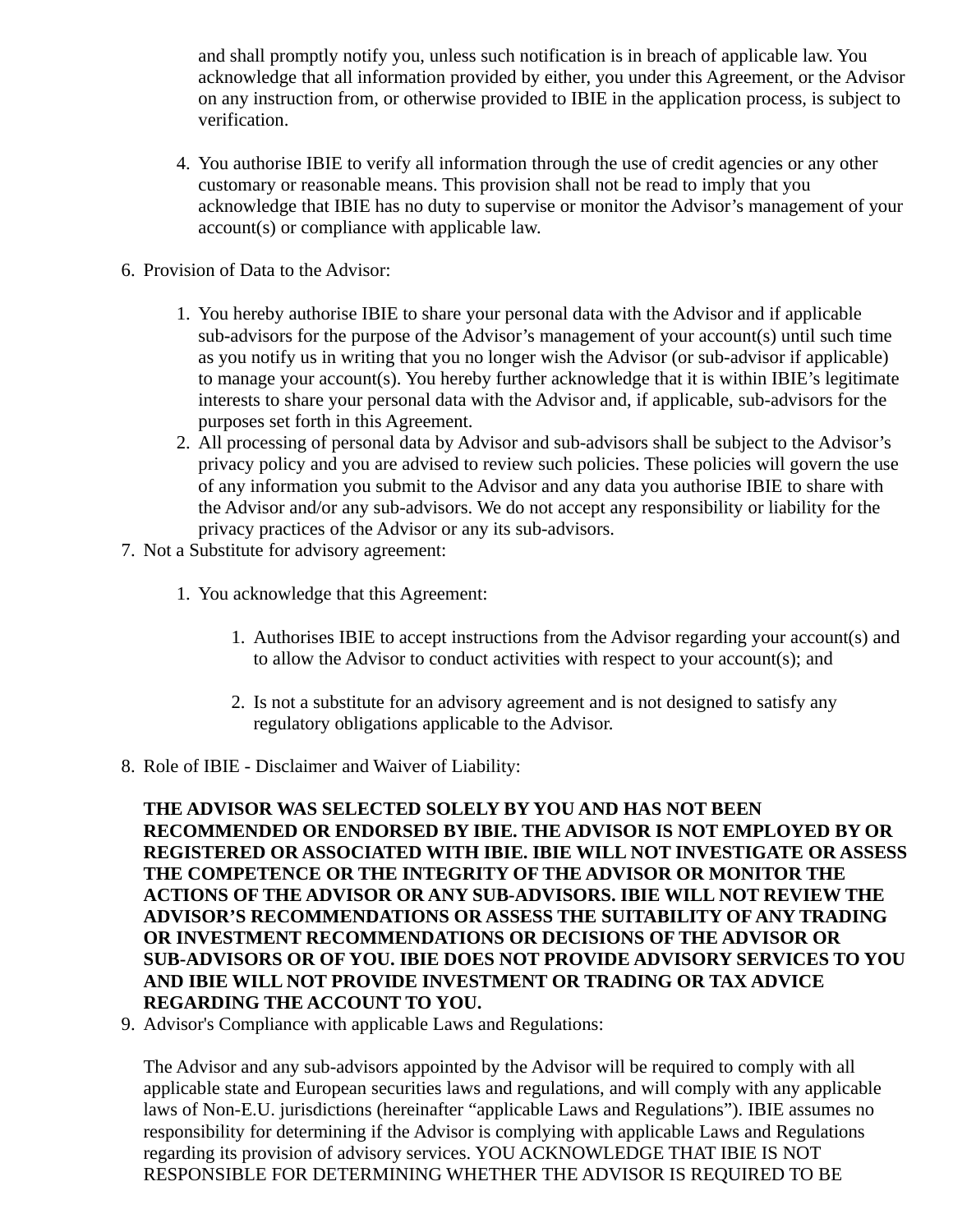and shall promptly notify you, unless such notification is in breach of applicable law. You acknowledge that all information provided by either, you under this Agreement, or the Advisor on any instruction from, or otherwise provided to IBIE in the application process, is subject to verification.

4. You authorise IBIE to verify all information through the use of credit agencies or any other customary or reasonable means. This provision shall not be read to imply that you acknowledge that IBIE has no duty to supervise or monitor the Advisor's management of your account(s) or compliance with applicable law.

6. Provision of Data to the Advisor:

    1. You hereby authorise IBIE to share your personal data with the Advisor and if applicable sub-advisors for the purpose of the Advisor's management of your account(s) until such time as you notify us in writing that you no longer wish the Advisor (or sub-advisor if applicable) to manage your account(s). You hereby further acknowledge that it is within IBIE's legitimate interests to share your personal data with the Advisor and, if applicable, sub-advisors for the purposes set forth in this Agreement.
    2. All processing of personal data by Advisor and sub-advisors shall be subject to the Advisor's privacy policy and you are advised to review such policies. These policies will govern the use of any information you submit to the Advisor and any data you authorise IBIE to share with the Advisor and/or any sub-advisors. We do not accept any responsibility or liability for the privacy practices of the Advisor or any its sub-advisors.

7. Not a Substitute for advisory agreement:

    1. You acknowledge that this Agreement:

        1. Authorises IBIE to accept instructions from the Advisor regarding your account(s) and to allow the Advisor to conduct activities with respect to your account(s); and

        2. Is not a substitute for an advisory agreement and is not designed to satisfy any regulatory obligations applicable to the Advisor.

8. Role of IBIE - Disclaimer and Waiver of Liability:

    **THE ADVISOR WAS SELECTED SOLELY BY YOU AND HAS NOT BEEN RECOMMENDED OR ENDORSED BY IBIE. THE ADVISOR IS NOT EMPLOYED BY OR REGISTERED OR ASSOCIATED WITH IBIE. IBIE WILL NOT INVESTIGATE OR ASSESS THE COMPETENCE OR THE INTEGRITY OF THE ADVISOR OR MONITOR THE ACTIONS OF THE ADVISOR OR ANY SUB-ADVISORS. IBIE WILL NOT REVIEW THE ADVISOR'S RECOMMENDATIONS OR ASSESS THE SUITABILITY OF ANY TRADING OR INVESTMENT RECOMMENDATIONS OR DECISIONS OF THE ADVISOR OR SUB-ADVISORS OR OF YOU. IBIE DOES NOT PROVIDE ADVISORY SERVICES TO YOU AND IBIE WILL NOT PROVIDE INVESTMENT OR TRADING OR TAX ADVICE REGARDING THE ACCOUNT TO YOU.**

9. Advisor's Compliance with applicable Laws and Regulations:

    The Advisor and any sub-advisors appointed by the Advisor will be required to comply with all applicable state and European securities laws and regulations, and will comply with any applicable laws of Non-E.U. jurisdictions (hereinafter "applicable Laws and Regulations"). IBIE assumes no responsibility for determining if the Advisor is complying with applicable Laws and Regulations regarding its provision of advisory services. YOU ACKNOWLEDGE THAT IBIE IS NOT RESPONSIBLE FOR DETERMINING WHETHER THE ADVISOR IS REQUIRED TO BE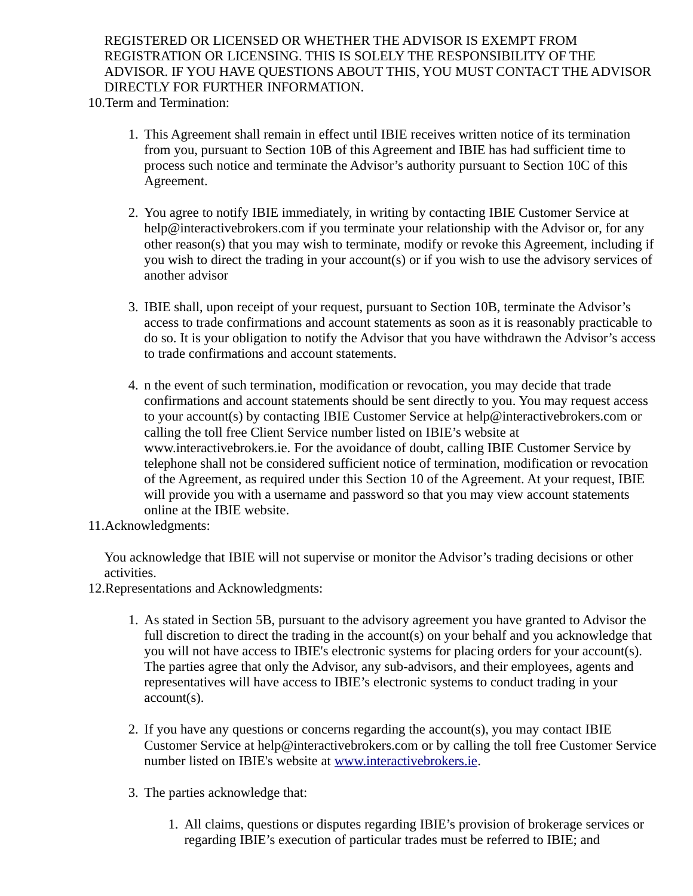REGISTERED OR LICENSED OR WHETHER THE ADVISOR IS EXEMPT FROM REGISTRATION OR LICENSING. THIS IS SOLELY THE RESPONSIBILITY OF THE ADVISOR. IF YOU HAVE QUESTIONS ABOUT THIS, YOU MUST CONTACT THE ADVISOR DIRECTLY FOR FURTHER INFORMATION.

10. Term and Termination:

    1. This Agreement shall remain in effect until IBIE receives written notice of its termination from you, pursuant to Section 10B of this Agreement and IBIE has had sufficient time to process such notice and terminate the Advisor's authority pursuant to Section 10C of this Agreement.

    2. You agree to notify IBIE immediately, in writing by contacting IBIE Customer Service at help@interactivebrokers.com if you terminate your relationship with the Advisor or, for any other reason(s) that you may wish to terminate, modify or revoke this Agreement, including if you wish to direct the trading in your account(s) or if you wish to use the advisory services of another advisor

    3. IBIE shall, upon receipt of your request, pursuant to Section 10B, terminate the Advisor's access to trade confirmations and account statements as soon as it is reasonably practicable to do so. It is your obligation to notify the Advisor that you have withdrawn the Advisor's access to trade confirmations and account statements.

    4. n the event of such termination, modification or revocation, you may decide that trade confirmations and account statements should be sent directly to you. You may request access to your account(s) by contacting IBIE Customer Service at help@interactivebrokers.com or calling the toll free Client Service number listed on IBIE's website at www.interactivebrokers.ie. For the avoidance of doubt, calling IBIE Customer Service by telephone shall not be considered sufficient notice of termination, modification or revocation of the Agreement, as required under this Section 10 of the Agreement. At your request, IBIE will provide you with a username and password so that you may view account statements online at the IBIE website.

11. Acknowledgments:

    You acknowledge that IBIE will not supervise or monitor the Advisor's trading decisions or other activities.

12. Representations and Acknowledgments:

    1. As stated in Section 5B, pursuant to the advisory agreement you have granted to Advisor the full discretion to direct the trading in the account(s) on your behalf and you acknowledge that you will not have access to IBIE's electronic systems for placing orders for your account(s). The parties agree that only the Advisor, any sub-advisors, and their employees, agents and representatives will have access to IBIE's electronic systems to conduct trading in your account(s).

    2. If you have any questions or concerns regarding the account(s), you may contact IBIE Customer Service at help@interactivebrokers.com or by calling the toll free Customer Service number listed on IBIE's website at [www.interactivebrokers.ie](www.interactivebrokers.ie).

    3. The parties acknowledge that:

        1. All claims, questions or disputes regarding IBIE's provision of brokerage services or regarding IBIE's execution of particular trades must be referred to IBIE; and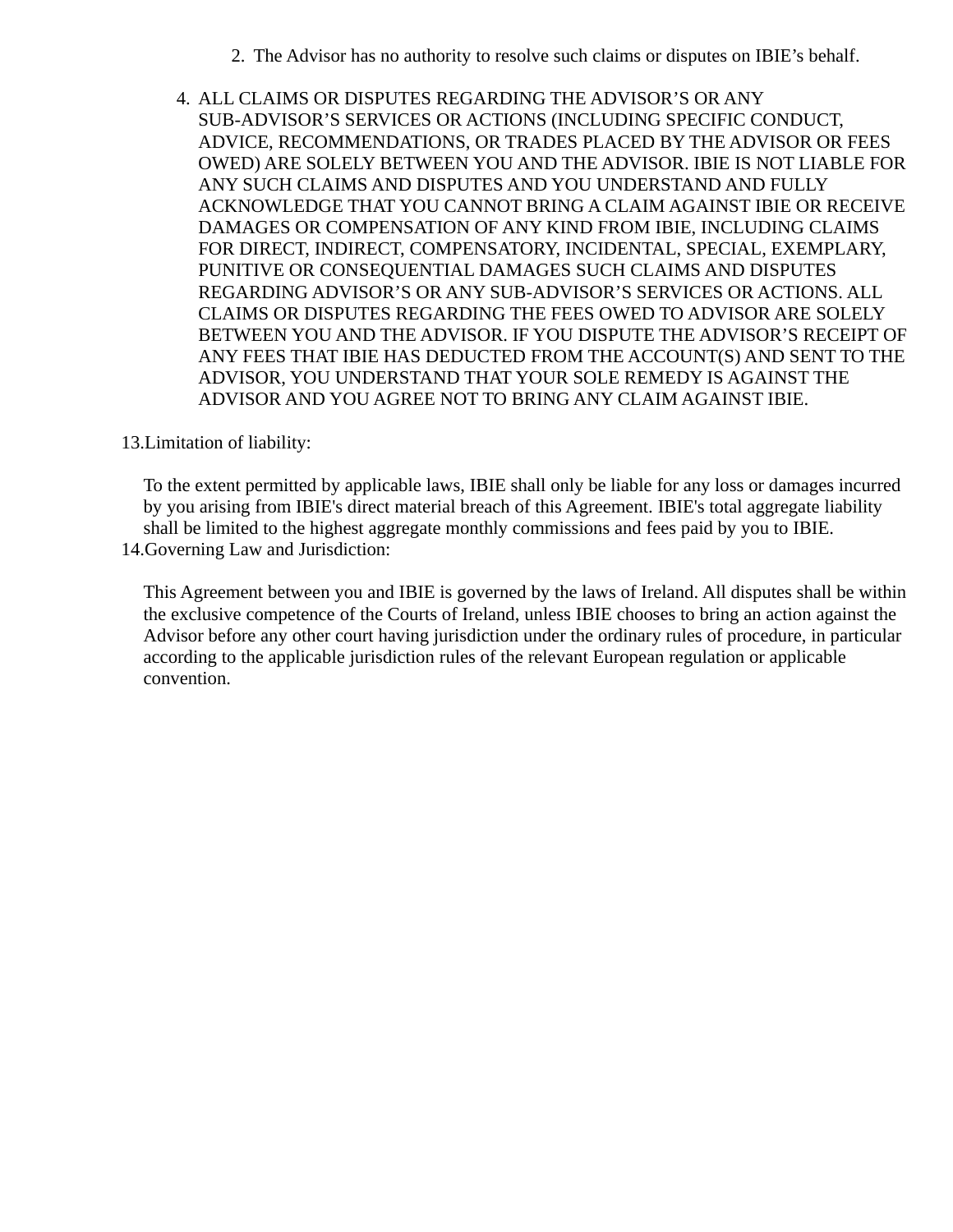2. The Advisor has no authority to resolve such claims or disputes on IBIE's behalf.

4. ALL CLAIMS OR DISPUTES REGARDING THE ADVISOR'S OR ANY SUB-ADVISOR'S SERVICES OR ACTIONS (INCLUDING SPECIFIC CONDUCT, ADVICE, RECOMMENDATIONS, OR TRADES PLACED BY THE ADVISOR OR FEES OWED) ARE SOLELY BETWEEN YOU AND THE ADVISOR. IBIE IS NOT LIABLE FOR ANY SUCH CLAIMS AND DISPUTES AND YOU UNDERSTAND AND FULLY ACKNOWLEDGE THAT YOU CANNOT BRING A CLAIM AGAINST IBIE OR RECEIVE DAMAGES OR COMPENSATION OF ANY KIND FROM IBIE, INCLUDING CLAIMS FOR DIRECT, INDIRECT, COMPENSATORY, INCIDENTAL, SPECIAL, EXEMPLARY, PUNITIVE OR CONSEQUENTIAL DAMAGES SUCH CLAIMS AND DISPUTES REGARDING ADVISOR'S OR ANY SUB-ADVISOR'S SERVICES OR ACTIONS. ALL CLAIMS OR DISPUTES REGARDING THE FEES OWED TO ADVISOR ARE SOLELY BETWEEN YOU AND THE ADVISOR. IF YOU DISPUTE THE ADVISOR'S RECEIPT OF ANY FEES THAT IBIE HAS DEDUCTED FROM THE ACCOUNT(S) AND SENT TO THE ADVISOR, YOU UNDERSTAND THAT YOUR SOLE REMEDY IS AGAINST THE ADVISOR AND YOU AGREE NOT TO BRING ANY CLAIM AGAINST IBIE.

13. Limitation of liability:

    To the extent permitted by applicable laws, IBIE shall only be liable for any loss or damages incurred by you arising from IBIE's direct material breach of this Agreement. IBIE's total aggregate liability shall be limited to the highest aggregate monthly commissions and fees paid by you to IBIE.

14. Governing Law and Jurisdiction:

    This Agreement between you and IBIE is governed by the laws of Ireland. All disputes shall be within the exclusive competence of the Courts of Ireland, unless IBIE chooses to bring an action against the Advisor before any other court having jurisdiction under the ordinary rules of procedure, in particular according to the applicable jurisdiction rules of the relevant European regulation or applicable convention.